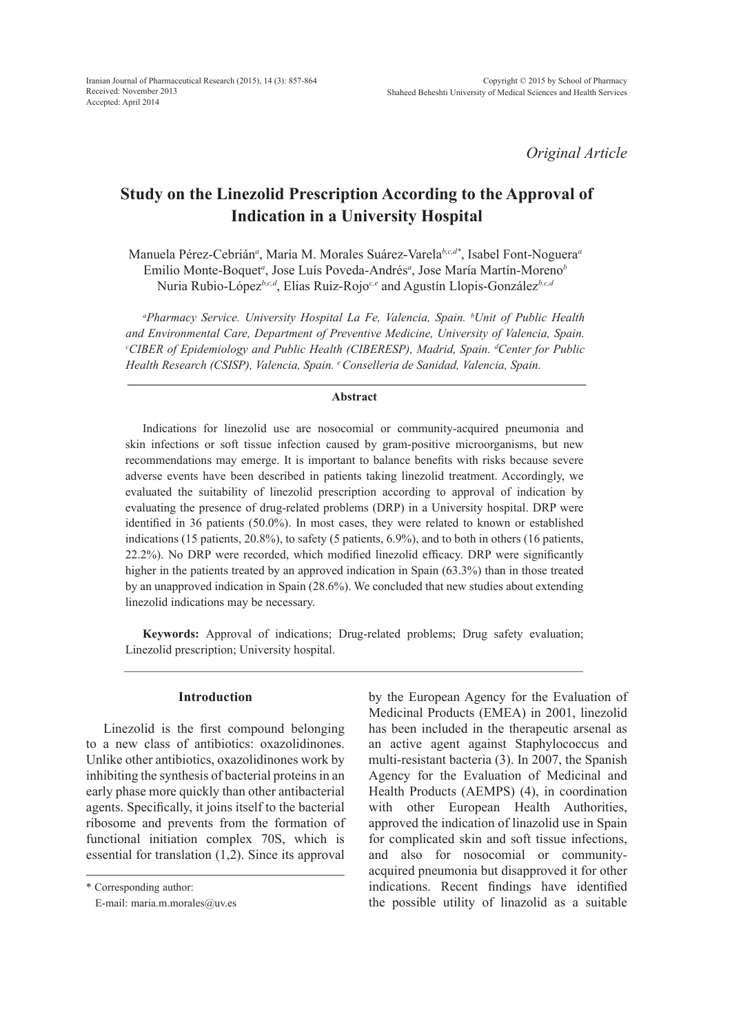*Original Article*

# Study on the Linezolid Prescription According to the Approval of Indication in a University Hospital

Manuela Pérez-Cebrián[a], María M. Morales Suárez-Varela[b,c,d]*, Isabel Font-Noguera[a] Emilio Monte-Boquet[a], Jose Luís Poveda-Andrés[a], Jose María Martín-Moreno[b] Nuria Rubio-López[b,c,d], Elias Ruiz-Rojo[c,e] and Agustín Llopis-González[b,c,d]

*[a]Pharmacy Service. University Hospital La Fe, Valencia, Spain. [b]Unit of Public Health and Environmental Care, Department of Preventive Medicine, University of Valencia, Spain. [c]CIBER of Epidemiology and Public Health (CIBERESP), Madrid, Spain. [d]Center for Public Health Research (CSISP), Valencia, Spain. [e]Conselleria de Sanidad, Valencia, Spain.*

## Abstract

Indications for linezolid use are nosocomial or community-acquired pneumonia and skin infections or soft tissue infection caused by gram-positive microorganisms, but new recommendations may emerge. It is important to balance benefits with risks because severe adverse events have been described in patients taking linezolid treatment. Accordingly, we evaluated the suitability of linezolid prescription according to approval of indication by evaluating the presence of drug-related problems (DRP) in a University hospital. DRP were identified in 36 patients (50.0%). In most cases, they were related to known or established indications (15 patients, 20.8%), to safety (5 patients, 6.9%), and to both in others (16 patients, 22.2%). No DRP were recorded, which modified linezolid efficacy. DRP were significantly higher in the patients treated by an approved indication in Spain (63.3%) than in those treated by an unapproved indication in Spain (28.6%). We concluded that new studies about extending linezolid indications may be necessary.

**Keywords:** Approval of indications; Drug-related problems; Drug safety evaluation; Linezolid prescription; University hospital.

## Introduction

Linezolid is the first compound belonging to a new class of antibiotics: oxazolidinones. Unlike other antibiotics, oxazolidinones work by inhibiting the synthesis of bacterial proteins in an early phase more quickly than other antibacterial agents. Specifically, it joins itself to the bacterial ribosome and prevents from the formation of functional initiation complex 70S, which is essential for translation (1,2). Since its approval by the European Agency for the Evaluation of Medicinal Products (EMEA) in 2001, linezolid has been included in the therapeutic arsenal as an active agent against Staphylococcus and multi-resistant bacteria (3). In 2007, the Spanish Agency for the Evaluation of Medicinal and Health Products (AEMPS) (4), in coordination with other European Health Authorities, approved the indication of linazolid use in Spain for complicated skin and soft tissue infections, and also for nosocomial or community-acquired pneumonia but disapproved it for other indications. Recent findings have identified the possible utility of linazolid as a suitable

\* Corresponding author:

E-mail: maria.m.morales@uv.es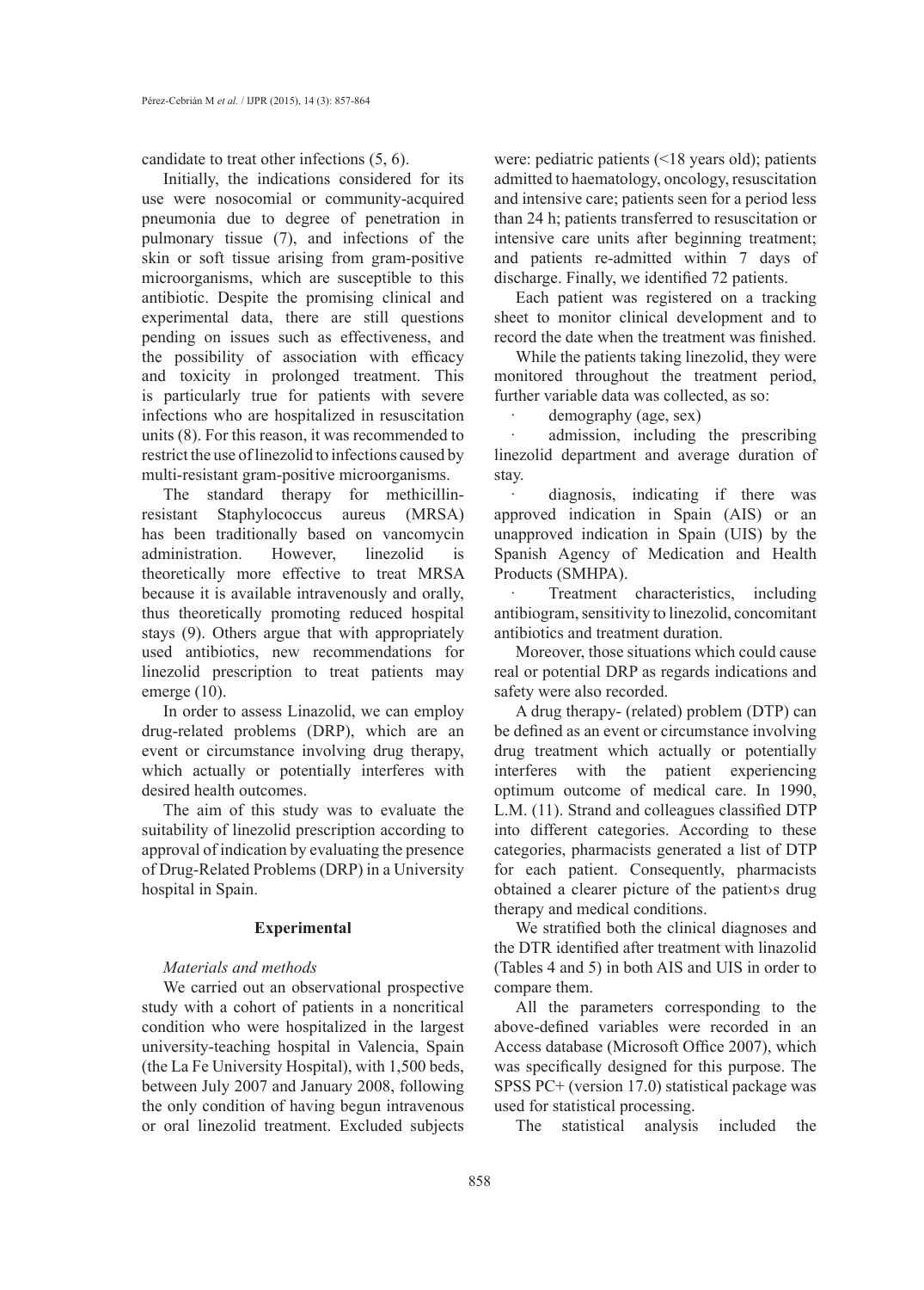candidate to treat other infections (5, 6).

Initially, the indications considered for its use were nosocomial or community-acquired pneumonia due to degree of penetration in pulmonary tissue (7), and infections of the skin or soft tissue arising from gram-positive microorganisms, which are susceptible to this antibiotic. Despite the promising clinical and experimental data, there are still questions pending on issues such as effectiveness, and the possibility of association with efficacy and toxicity in prolonged treatment. This is particularly true for patients with severe infections who are hospitalized in resuscitation units (8). For this reason, it was recommended to restrict the use of linezolid to infections caused by multi-resistant gram-positive microorganisms.

The standard therapy for methicillin-resistant Staphylococcus aureus (MRSA) has been traditionally based on vancomycin administration. However, linezolid is theoretically more effective to treat MRSA because it is available intravenously and orally, thus theoretically promoting reduced hospital stays (9). Others argue that with appropriately used antibiotics, new recommendations for linezolid prescription to treat patients may emerge (10).

In order to assess Linazolid, we can employ drug-related problems (DRP), which are an event or circumstance involving drug therapy, which actually or potentially interferes with desired health outcomes.

The aim of this study was to evaluate the suitability of linezolid prescription according to approval of indication by evaluating the presence of Drug-Related Problems (DRP) in a University hospital in Spain.

## Experimental

### *Materials and methods*

We carried out an observational prospective study with a cohort of patients in a noncritical condition who were hospitalized in the largest university-teaching hospital in Valencia, Spain (the La Fe University Hospital), with 1,500 beds, between July 2007 and January 2008, following the only condition of having begun intravenous or oral linezolid treatment. Excluded subjects were: pediatric patients (<18 years old); patients admitted to haematology, oncology, resuscitation and intensive care; patients seen for a period less than 24 h; patients transferred to resuscitation or intensive care units after beginning treatment; and patients re-admitted within 7 days of discharge. Finally, we identified 72 patients.

Each patient was registered on a tracking sheet to monitor clinical development and to record the date when the treatment was finished.

While the patients taking linezolid, they were monitored throughout the treatment period, further variable data was collected, as so:

- demography (age, sex)
- admission, including the prescribing linezolid department and average duration of stay.
- diagnosis, indicating if there was approved indication in Spain (AIS) or an unapproved indication in Spain (UIS) by the Spanish Agency of Medication and Health Products (SMHPA).
- Treatment characteristics, including antibiogram, sensitivity to linezolid, concomitant antibiotics and treatment duration.

Moreover, those situations which could cause real or potential DRP as regards indications and safety were also recorded.

A drug therapy- (related) problem (DTP) can be defined as an event or circumstance involving drug treatment which actually or potentially interferes with the patient experiencing optimum outcome of medical care. In 1990, L.M. (11). Strand and colleagues classified DTP into different categories. According to these categories, pharmacists generated a list of DTP for each patient. Consequently, pharmacists obtained a clearer picture of the patient›s drug therapy and medical conditions.

We stratified both the clinical diagnoses and the DTR identified after treatment with linazolid (Tables 4 and 5) in both AIS and UIS in order to compare them.

All the parameters corresponding to the above-defined variables were recorded in an Access database (Microsoft Office 2007), which was specifically designed for this purpose. The SPSS PC+ (version 17.0) statistical package was used for statistical processing.

The statistical analysis included the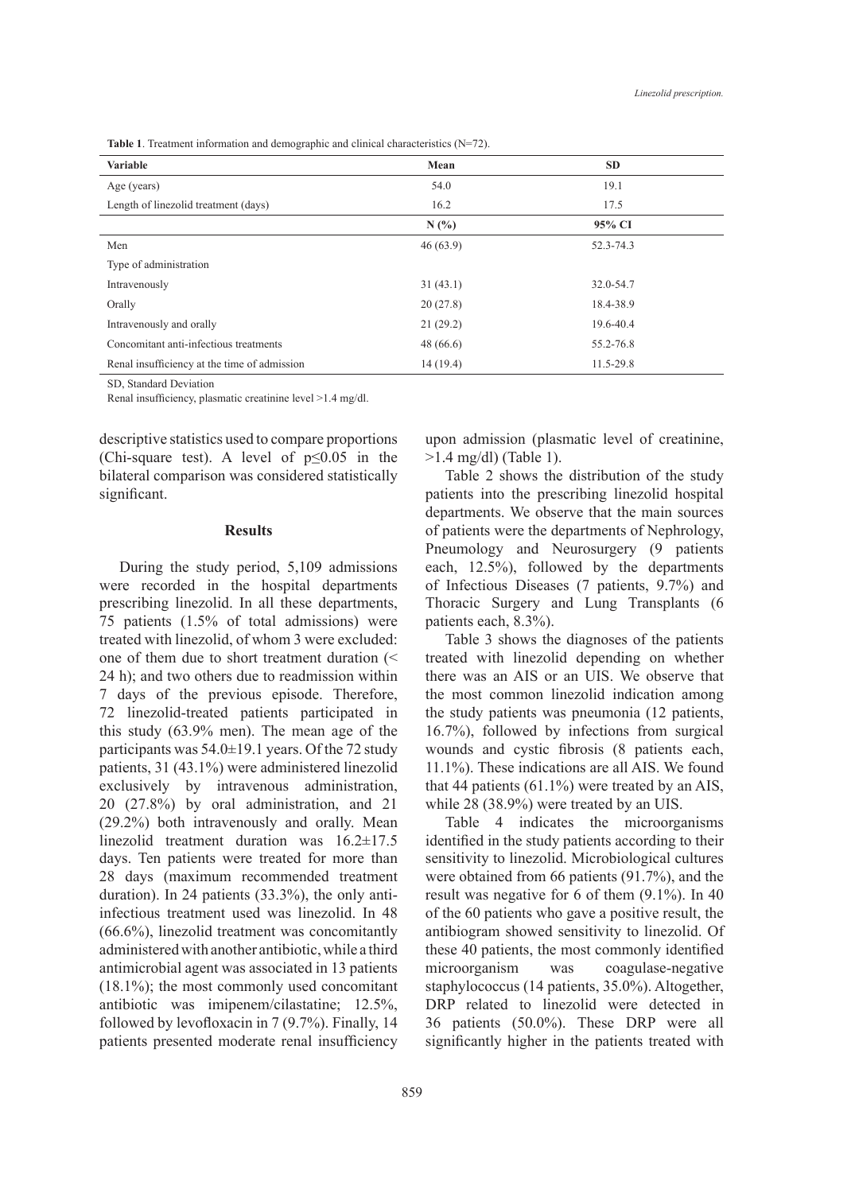**Table 1**. Treatment information and demographic and clinical characteristics (N=72).

| Variable | Mean | SD |
|---|---|---|
| Age (years) | 54.0 | 19.1 |
| Length of linezolid treatment (days) | 16.2 | 17.5 |
| | **N (%)** | **95% CI** |
| Men | 46 (63.9) | 52.3-74.3 |
| Type of administration | | |
| Intravenously | 31 (43.1) | 32.0-54.7 |
| Orally | 20 (27.8) | 18.4-38.9 |
| Intravenously and orally | 21 (29.2) | 19.6-40.4 |
| Concomitant anti-infectious treatments | 48 (66.6) | 55.2-76.8 |
| Renal insufficiency at the time of admission | 14 (19.4) | 11.5-29.8 |

SD, Standard Deviation

Renal insufficiency, plasmatic creatinine level >1.4 mg/dl.

descriptive statistics used to compare proportions (Chi-square test). A level of $p \leq 0.05$ in the bilateral comparison was considered statistically significant.

## Results

During the study period, 5,109 admissions were recorded in the hospital departments prescribing linezolid. In all these departments, 75 patients (1.5% of total admissions) were treated with linezolid, of whom 3 were excluded: one of them due to short treatment duration (< 24 h); and two others due to readmission within 7 days of the previous episode. Therefore, 72 linezolid-treated patients participated in this study (63.9% men). The mean age of the participants was 54.0±19.1 years. Of the 72 study patients, 31 (43.1%) were administered linezolid exclusively by intravenous administration, 20 (27.8%) by oral administration, and 21 (29.2%) both intravenously and orally. Mean linezolid treatment duration was 16.2±17.5 days. Ten patients were treated for more than 28 days (maximum recommended treatment duration). In 24 patients (33.3%), the only anti-infectious treatment used was linezolid. In 48 (66.6%), linezolid treatment was concomitantly administered with another antibiotic, while a third antimicrobial agent was associated in 13 patients (18.1%); the most commonly used concomitant antibiotic was imipenem/cilastatine; 12.5%, followed by levofloxacin in 7 (9.7%). Finally, 14 patients presented moderate renal insufficiency upon admission (plasmatic level of creatinine, >1.4 mg/dl) (Table 1).

Table 2 shows the distribution of the study patients into the prescribing linezolid hospital departments. We observe that the main sources of patients were the departments of Nephrology, Pneumology and Neurosurgery (9 patients each, 12.5%), followed by the departments of Infectious Diseases (7 patients, 9.7%) and Thoracic Surgery and Lung Transplants (6 patients each, 8.3%).

Table 3 shows the diagnoses of the patients treated with linezolid depending on whether there was an AIS or an UIS. We observe that the most common linezolid indication among the study patients was pneumonia (12 patients, 16.7%), followed by infections from surgical wounds and cystic fibrosis (8 patients each, 11.1%). These indications are all AIS. We found that 44 patients (61.1%) were treated by an AIS, while 28 (38.9%) were treated by an UIS.

Table 4 indicates the microorganisms identified in the study patients according to their sensitivity to linezolid. Microbiological cultures were obtained from 66 patients (91.7%), and the result was negative for 6 of them (9.1%). In 40 of the 60 patients who gave a positive result, the antibiogram showed sensitivity to linezolid. Of these 40 patients, the most commonly identified microorganism was coagulase-negative staphylococcus (14 patients, 35.0%). Altogether, DRP related to linezolid were detected in 36 patients (50.0%). These DRP were all significantly higher in the patients treated with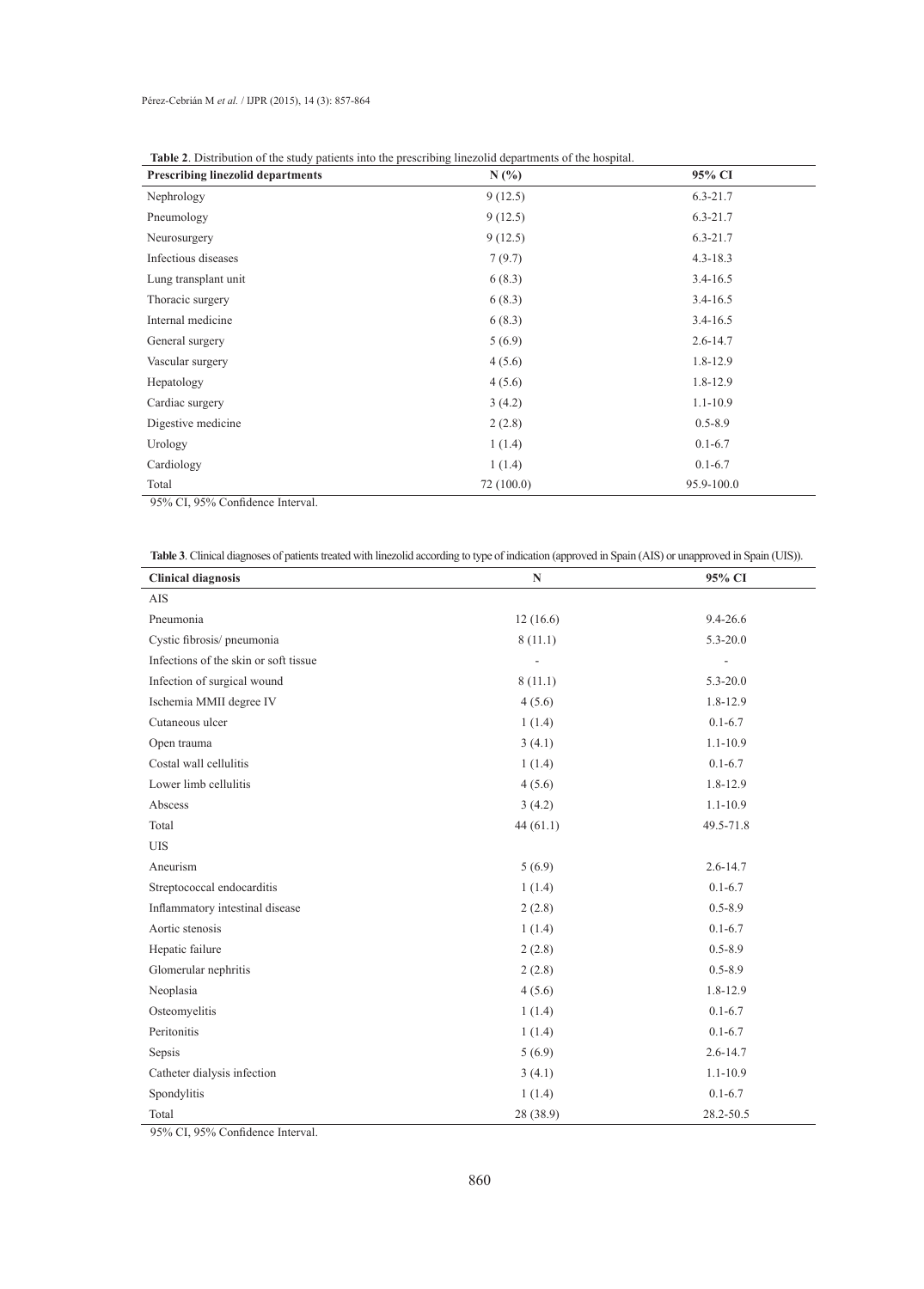**Table 2**. Distribution of the study patients into the prescribing linezolid departments of the hospital.

| Prescribing linezolid departments | N (%) | 95% CI |
|---|---|---|
| Nephrology | 9 (12.5) | 6.3-21.7 |
| Pneumology | 9 (12.5) | 6.3-21.7 |
| Neurosurgery | 9 (12.5) | 6.3-21.7 |
| Infectious diseases | 7 (9.7) | 4.3-18.3 |
| Lung transplant unit | 6 (8.3) | 3.4-16.5 |
| Thoracic surgery | 6 (8.3) | 3.4-16.5 |
| Internal medicine | 6 (8.3) | 3.4-16.5 |
| General surgery | 5 (6.9) | 2.6-14.7 |
| Vascular surgery | 4 (5.6) | 1.8-12.9 |
| Hepatology | 4 (5.6) | 1.8-12.9 |
| Cardiac surgery | 3 (4.2) | 1.1-10.9 |
| Digestive medicine | 2 (2.8) | 0.5-8.9 |
| Urology | 1 (1.4) | 0.1-6.7 |
| Cardiology | 1 (1.4) | 0.1-6.7 |
| Total | 72 (100.0) | 95.9-100.0 |

95% CI, 95% Confidence Interval.

**Table 3**. Clinical diagnoses of patients treated with linezolid according to type of indication (approved in Spain (AIS) or unapproved in Spain (UIS)).

| Clinical diagnosis | N | 95% CI |
|---|---|---|
| AIS | | |
| Pneumonia | 12 (16.6) | 9.4-26.6 |
| Cystic fibrosis/ pneumonia | 8 (11.1) | 5.3-20.0 |
| Infections of the skin or soft tissue | - | - |
| Infection of surgical wound | 8 (11.1) | 5.3-20.0 |
| Ischemia MMII degree IV | 4 (5.6) | 1.8-12.9 |
| Cutaneous ulcer | 1 (1.4) | 0.1-6.7 |
| Open trauma | 3 (4.1) | 1.1-10.9 |
| Costal wall cellulitis | 1 (1.4) | 0.1-6.7 |
| Lower limb cellulitis | 4 (5.6) | 1.8-12.9 |
| Abscess | 3 (4.2) | 1.1-10.9 |
| Total | 44 (61.1) | 49.5-71.8 |
| UIS | | |
| Aneurism | 5 (6.9) | 2.6-14.7 |
| Streptococcal endocarditis | 1 (1.4) | 0.1-6.7 |
| Inflammatory intestinal disease | 2 (2.8) | 0.5-8.9 |
| Aortic stenosis | 1 (1.4) | 0.1-6.7 |
| Hepatic failure | 2 (2.8) | 0.5-8.9 |
| Glomerular nephritis | 2 (2.8) | 0.5-8.9 |
| Neoplasia | 4 (5.6) | 1.8-12.9 |
| Osteomyelitis | 1 (1.4) | 0.1-6.7 |
| Peritonitis | 1 (1.4) | 0.1-6.7 |
| Sepsis | 5 (6.9) | 2.6-14.7 |
| Catheter dialysis infection | 3 (4.1) | 1.1-10.9 |
| Spondylitis | 1 (1.4) | 0.1-6.7 |
| Total | 28 (38.9) | 28.2-50.5 |

95% CI, 95% Confidence Interval.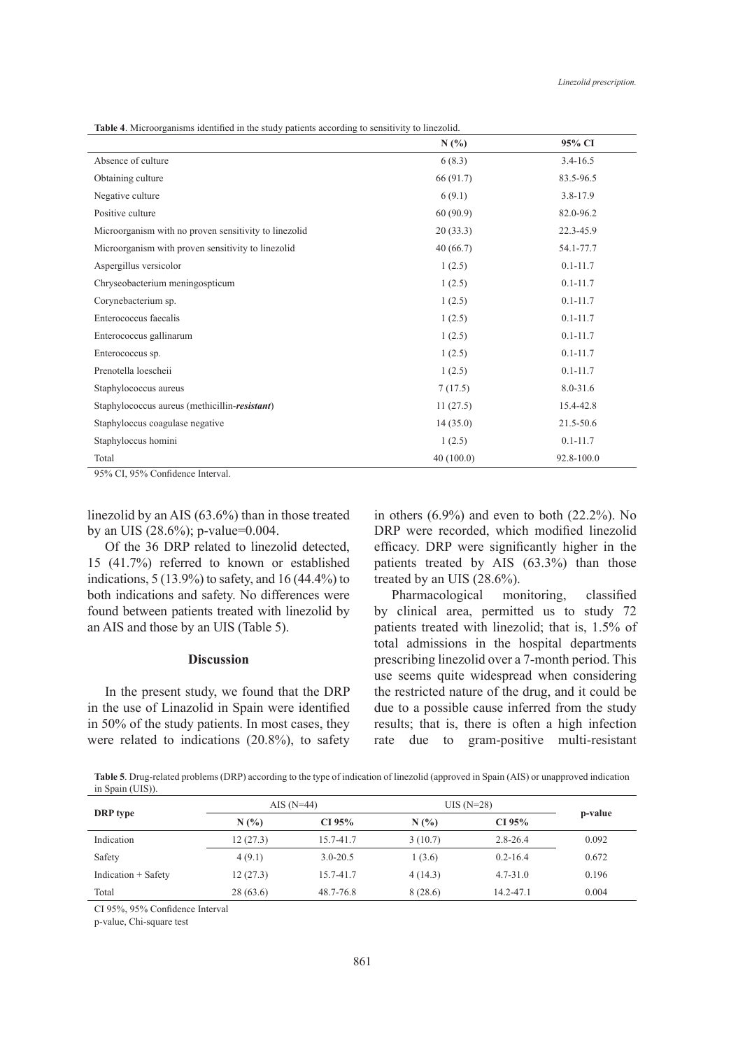**Table 4**. Microorganisms identified in the study patients according to sensitivity to linezolid.

| | N (%) | 95% CI |
|---|---|---|
| Absence of culture | 6 (8.3) | 3.4-16.5 |
| Obtaining culture | 66 (91.7) | 83.5-96.5 |
| Negative culture | 6 (9.1) | 3.8-17.9 |
| Positive culture | 60 (90.9) | 82.0-96.2 |
| Microorganism with no proven sensitivity to linezolid | 20 (33.3) | 22.3-45.9 |
| Microorganism with proven sensitivity to linezolid | 40 (66.7) | 54.1-77.7 |
| Aspergillus versicolor | 1 (2.5) | 0.1-11.7 |
| Chryseobacterium meningospticum | 1 (2.5) | 0.1-11.7 |
| Corynebacterium sp. | 1 (2.5) | 0.1-11.7 |
| Enterococcus faecalis | 1 (2.5) | 0.1-11.7 |
| Enterococcus gallinarum | 1 (2.5) | 0.1-11.7 |
| Enterococcus sp. | 1 (2.5) | 0.1-11.7 |
| Prenotella loescheii | 1 (2.5) | 0.1-11.7 |
| Staphylococcus aureus | 7 (17.5) | 8.0-31.6 |
| Staphylococcus aureus (methicillin-***resistant***) | 11 (27.5) | 15.4-42.8 |
| Staphyloccus coagulase negative | 14 (35.0) | 21.5-50.6 |
| Staphyloccus homini | 1 (2.5) | 0.1-11.7 |
| Total | 40 (100.0) | 92.8-100.0 |

95% CI, 95% Confidence Interval.

linezolid by an AIS (63.6%) than in those treated by an UIS (28.6%); p-value=0.004.

Of the 36 DRP related to linezolid detected, 15 (41.7%) referred to known or established indications, 5 (13.9%) to safety, and 16 (44.4%) to both indications and safety. No differences were found between patients treated with linezolid by an AIS and those by an UIS (Table 5).

## Discussion

In the present study, we found that the DRP in the use of Linazolid in Spain were identified in 50% of the study patients. In most cases, they were related to indications (20.8%), to safety in others (6.9%) and even to both (22.2%). No DRP were recorded, which modified linezolid efficacy. DRP were significantly higher in the patients treated by AIS (63.3%) than those treated by an UIS (28.6%).

Pharmacological monitoring, classified by clinical area, permitted us to study 72 patients treated with linezolid; that is, 1.5% of total admissions in the hospital departments prescribing linezolid over a 7-month period. This use seems quite widespread when considering the restricted nature of the drug, and it could be due to a possible cause inferred from the study results; that is, there is often a high infection rate due to gram-positive multi-resistant

**Table 5**. Drug-related problems (DRP) according to the type of indication of linezolid (approved in Spain (AIS) or unapproved indication in Spain (UIS)).

| DRP type | AIS (N=44) | | UIS (N=28) | | p-value |
|---|---|---|---|---|---|
| | N (%) | CI 95% | N (%) | CI 95% | |
| Indication | 12 (27.3) | 15.7-41.7 | 3 (10.7) | 2.8-26.4 | 0.092 |
| Safety | 4 (9.1) | 3.0-20.5 | 1 (3.6) | 0.2-16.4 | 0.672 |
| Indication + Safety | 12 (27.3) | 15.7-41.7 | 4 (14.3) | 4.7-31.0 | 0.196 |
| Total | 28 (63.6) | 48.7-76.8 | 8 (28.6) | 14.2-47.1 | 0.004 |

CI 95%, 95% Confidence Interval

p-value, Chi-square test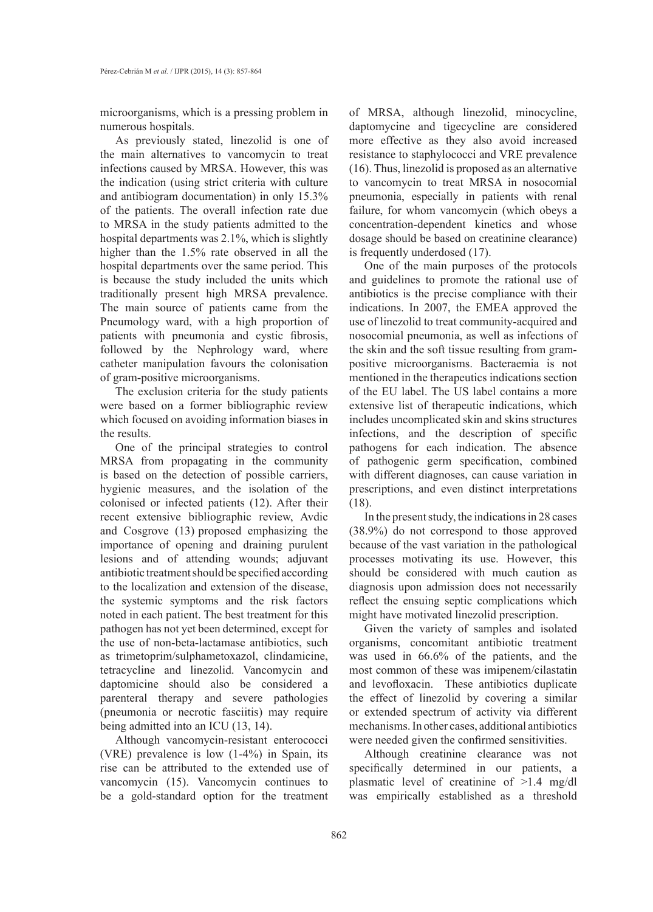microorganisms, which is a pressing problem in numerous hospitals.

As previously stated, linezolid is one of the main alternatives to vancomycin to treat infections caused by MRSA. However, this was the indication (using strict criteria with culture and antibiogram documentation) in only 15.3% of the patients. The overall infection rate due to MRSA in the study patients admitted to the hospital departments was 2.1%, which is slightly higher than the 1.5% rate observed in all the hospital departments over the same period. This is because the study included the units which traditionally present high MRSA prevalence. The main source of patients came from the Pneumology ward, with a high proportion of patients with pneumonia and cystic fibrosis, followed by the Nephrology ward, where catheter manipulation favours the colonisation of gram-positive microorganisms.

The exclusion criteria for the study patients were based on a former bibliographic review which focused on avoiding information biases in the results.

One of the principal strategies to control MRSA from propagating in the community is based on the detection of possible carriers, hygienic measures, and the isolation of the colonised or infected patients (12). After their recent extensive bibliographic review, Avdic and Cosgrove (13) proposed emphasizing the importance of opening and draining purulent lesions and of attending wounds; adjuvant antibiotic treatment should be specified according to the localization and extension of the disease, the systemic symptoms and the risk factors noted in each patient. The best treatment for this pathogen has not yet been determined, except for the use of non-beta-lactamase antibiotics, such as trimetoprim/sulphametoxazol, clindamicine, tetracycline and linezolid. Vancomycin and daptomicine should also be considered a parenteral therapy and severe pathologies (pneumonia or necrotic fasciitis) may require being admitted into an ICU (13, 14).

Although vancomycin-resistant enterococci (VRE) prevalence is low (1-4%) in Spain, its rise can be attributed to the extended use of vancomycin (15). Vancomycin continues to be a gold-standard option for the treatment of MRSA, although linezolid, minocycline, daptomycine and tigecycline are considered more effective as they also avoid increased resistance to staphylococci and VRE prevalence (16). Thus, linezolid is proposed as an alternative to vancomycin to treat MRSA in nosocomial pneumonia, especially in patients with renal failure, for whom vancomycin (which obeys a concentration-dependent kinetics and whose dosage should be based on creatinine clearance) is frequently underdosed (17).

One of the main purposes of the protocols and guidelines to promote the rational use of antibiotics is the precise compliance with their indications. In 2007, the EMEA approved the use of linezolid to treat community-acquired and nosocomial pneumonia, as well as infections of the skin and the soft tissue resulting from gram-positive microorganisms. Bacteraemia is not mentioned in the therapeutics indications section of the EU label. The US label contains a more extensive list of therapeutic indications, which includes uncomplicated skin and skins structures infections, and the description of specific pathogens for each indication. The absence of pathogenic germ specification, combined with different diagnoses, can cause variation in prescriptions, and even distinct interpretations (18).

In the present study, the indications in 28 cases (38.9%) do not correspond to those approved because of the vast variation in the pathological processes motivating its use. However, this should be considered with much caution as diagnosis upon admission does not necessarily reflect the ensuing septic complications which might have motivated linezolid prescription.

Given the variety of samples and isolated organisms, concomitant antibiotic treatment was used in 66.6% of the patients, and the most common of these was imipenem/cilastatin and levofloxacin. These antibiotics duplicate the effect of linezolid by covering a similar or extended spectrum of activity via different mechanisms. In other cases, additional antibiotics were needed given the confirmed sensitivities.

Although creatinine clearance was not specifically determined in our patients, a plasmatic level of creatinine of >1.4 mg/dl was empirically established as a threshold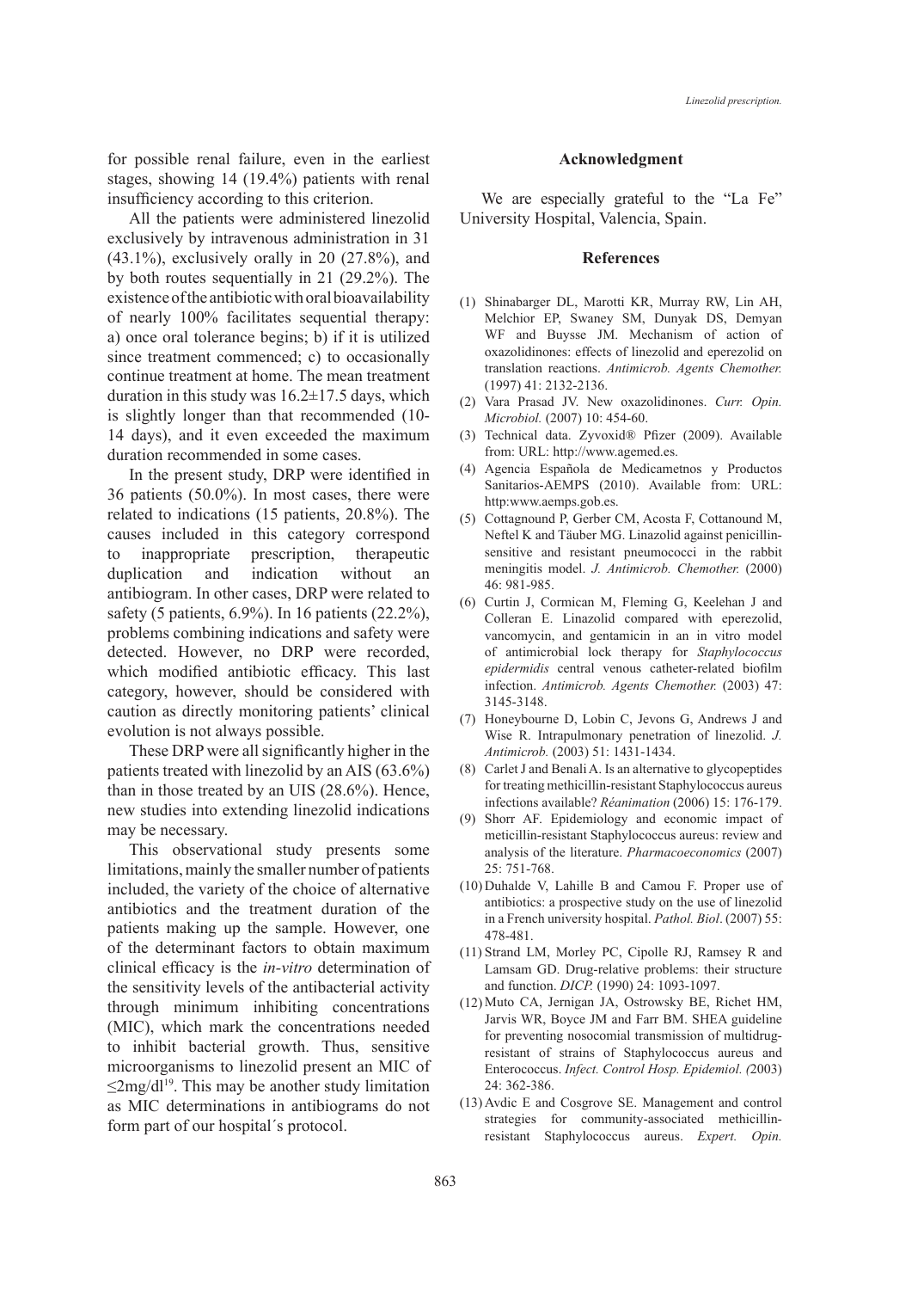for possible renal failure, even in the earliest stages, showing 14 (19.4%) patients with renal insufficiency according to this criterion.

All the patients were administered linezolid exclusively by intravenous administration in 31 (43.1%), exclusively orally in 20 (27.8%), and by both routes sequentially in 21 (29.2%). The existence of the antibiotic with oral bioavailability of nearly 100% facilitates sequential therapy: a) once oral tolerance begins; b) if it is utilized since treatment commenced; c) to occasionally continue treatment at home. The mean treatment duration in this study was 16.2±17.5 days, which is slightly longer than that recommended (10-14 days), and it even exceeded the maximum duration recommended in some cases.

In the present study, DRP were identified in 36 patients (50.0%). In most cases, there were related to indications (15 patients, 20.8%). The causes included in this category correspond to inappropriate prescription, therapeutic duplication and indication without an antibiogram. In other cases, DRP were related to safety (5 patients, 6.9%). In 16 patients (22.2%), problems combining indications and safety were detected. However, no DRP were recorded, which modified antibiotic efficacy. This last category, however, should be considered with caution as directly monitoring patients' clinical evolution is not always possible.

These DRP were all significantly higher in the patients treated with linezolid by an AIS (63.6%) than in those treated by an UIS (28.6%). Hence, new studies into extending linezolid indications may be necessary.

This observational study presents some limitations, mainly the smaller number of patients included, the variety of the choice of alternative antibiotics and the treatment duration of the patients making up the sample. However, one of the determinant factors to obtain maximum clinical efficacy is the *in-vitro* determination of the sensitivity levels of the antibacterial activity through minimum inhibiting concentrations (MIC), which mark the concentrations needed to inhibit bacterial growth. Thus, sensitive microorganisms to linezolid present an MIC of ≤2mg/dl[19]. This may be another study limitation as MIC determinations in antibiograms do not form part of our hospital´s protocol.

## Acknowledgment

We are especially grateful to the "La Fe" University Hospital, Valencia, Spain.

## References

(1) Shinabarger DL, Marotti KR, Murray RW, Lin AH, Melchior EP, Swaney SM, Dunyak DS, Demyan WF and Buysse JM. Mechanism of action of oxazolidinones: effects of linezolid and eperezolid on translation reactions. *Antimicrob. Agents Chemother.* (1997) 41: 2132-2136.

(2) Vara Prasad JV. New oxazolidinones. *Curr. Opin. Microbiol.* (2007) 10: 454-60.

(3) Technical data. Zyvoxid® Pfizer (2009). Available from: URL: http://www.agemed.es.

(4) Agencia Española de Medicametnos y Productos Sanitarios-AEMPS (2010). Available from: URL: http:www.aemps.gob.es.

(5) Cottagnound P, Gerber CM, Acosta F, Cottanound M, Neftel K and Täuber MG. Linazolid against penicillin-sensitive and resistant pneumococci in the rabbit meningitis model. *J. Antimicrob. Chemother.* (2000) 46: 981-985.

(6) Curtin J, Cormican M, Fleming G, Keelehan J and Colleran E. Linazolid compared with eperezolid, vancomycin, and gentamicin in an in vitro model of antimicrobial lock therapy for *Staphylococcus epidermidis* central venous catheter-related biofilm infection. *Antimicrob. Agents Chemother.* (2003) 47: 3145-3148.

(7) Honeybourne D, Lobin C, Jevons G, Andrews J and Wise R. Intrapulmonary penetration of linezolid. *J. Antimicrob.* (2003) 51: 1431-1434.

(8) Carlet J and Benali A. Is an alternative to glycopeptides for treating methicillin-resistant Staphylococcus aureus infections available? *Réanimation* (2006) 15: 176-179.

(9) Shorr AF. Epidemiology and economic impact of meticillin-resistant Staphylococcus aureus: review and analysis of the literature. *Pharmacoeconomics* (2007) 25: 751-768.

(10) Duhalde V, Lahille B and Camou F. Proper use of antibiotics: a prospective study on the use of linezolid in a French university hospital. *Pathol. Biol*. (2007) 55: 478-481.

(11) Strand LM, Morley PC, Cipolle RJ, Ramsey R and Lamsam GD. Drug-relative problems: their structure and function. *DICP.* (1990) 24: 1093-1097.

(12) Muto CA, Jernigan JA, Ostrowsky BE, Richet HM, Jarvis WR, Boyce JM and Farr BM. SHEA guideline for preventing nosocomial transmission of multidrug-resistant of strains of Staphylococcus aureus and Enterococcus. *Infect. Control Hosp. Epidemiol. (*2003) 24: 362-386.

(13) Avdic E and Cosgrove SE. Management and control strategies for community-associated methicillin-resistant Staphylococcus aureus. *Expert. Opin.*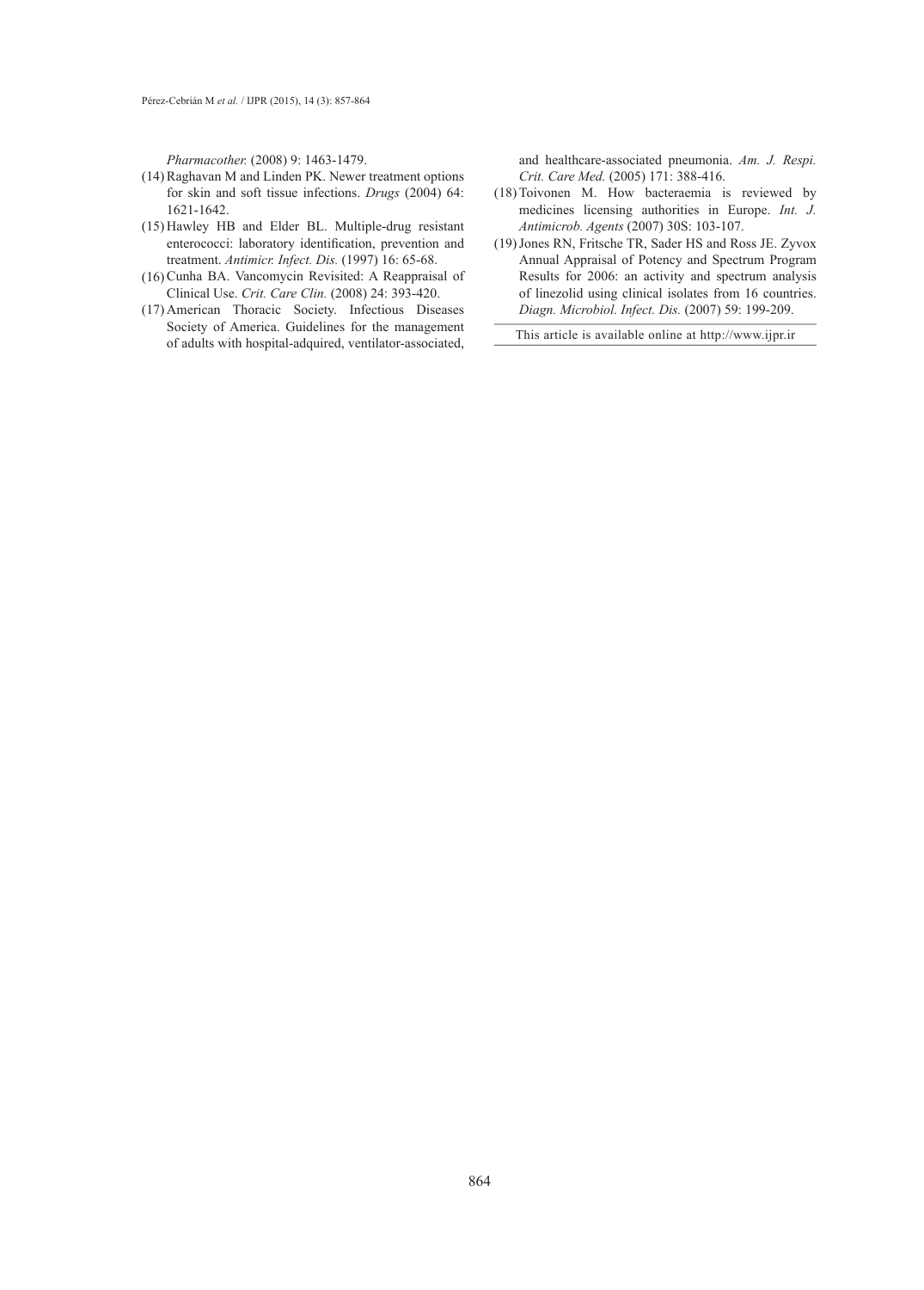*Pharmacother.* (2008) 9: 1463-1479.

(14) Raghavan M and Linden PK. Newer treatment options for skin and soft tissue infections. *Drugs* (2004) 64: 1621-1642.

(15) Hawley HB and Elder BL. Multiple-drug resistant enterococci: laboratory identification, prevention and treatment. *Antimicr. Infect. Dis.* (1997) 16: 65-68.

(16) Cunha BA. Vancomycin Revisited: A Reappraisal of Clinical Use. *Crit. Care Clin.* (2008) 24: 393-420.

(17) American Thoracic Society. Infectious Diseases Society of America. Guidelines for the management of adults with hospital-adquired, ventilator-associated, and healthcare-associated pneumonia. *Am. J. Respi. Crit. Care Med.* (2005) 171: 388-416.

(18) Toivonen M. How bacteraemia is reviewed by medicines licensing authorities in Europe. *Int. J. Antimicrob. Agents* (2007) 30S: 103-107.

(19) Jones RN, Fritsche TR, Sader HS and Ross JE. Zyvox Annual Appraisal of Potency and Spectrum Program Results for 2006: an activity and spectrum analysis of linezolid using clinical isolates from 16 countries. *Diagn. Microbiol. Infect. Dis.* (2007) 59: 199-209.

This article is available online at http://www.ijpr.ir